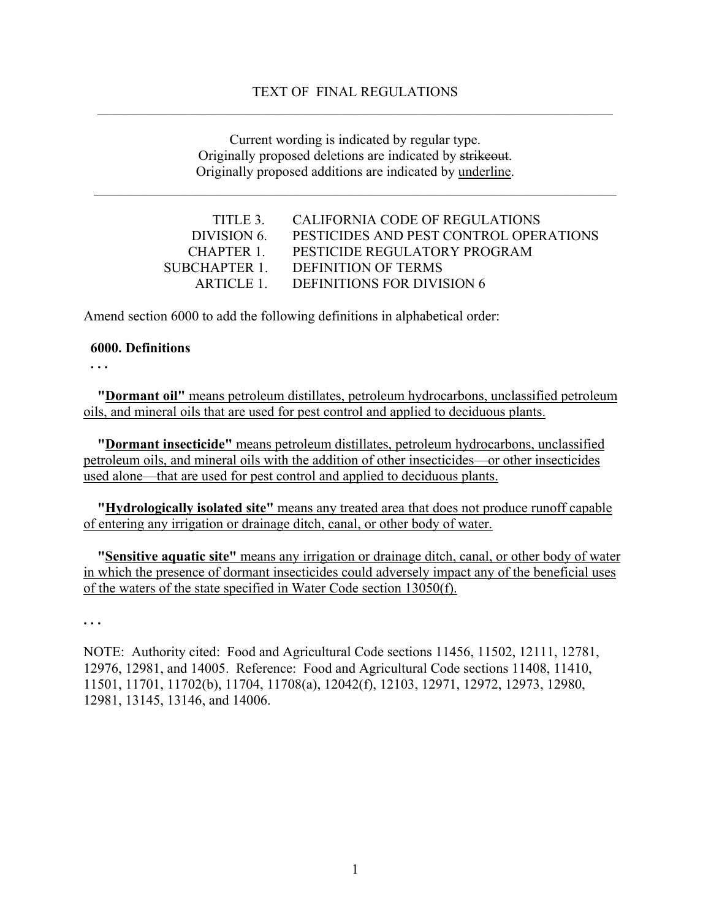# TEXT OF FINAL REGULATIONS

Current wording is indicated by regular type.
Originally proposed deletions are indicated by ~~strikeout~~.
Originally proposed additions are indicated by <u>underline</u>.

| | |
|---|---|
| TITLE 3. | CALIFORNIA CODE OF REGULATIONS |
| DIVISION 6. | PESTICIDES AND PEST CONTROL OPERATIONS |
| CHAPTER 1. | PESTICIDE REGULATORY PROGRAM |
| SUBCHAPTER 1. | DEFINITION OF TERMS |
| ARTICLE 1. | DEFINITIONS FOR DIVISION 6 |

Amend section 6000 to add the following definitions in alphabetical order:

**6000. Definitions**

. . .

<u>**"Dormant oil"** means petroleum distillates, petroleum hydrocarbons, unclassified petroleum oils, and mineral oils that are used for pest control and applied to deciduous plants.</u>

<u>**"Dormant insecticide"** means petroleum distillates, petroleum hydrocarbons, unclassified petroleum oils, and mineral oils with the addition of other insecticides—or other insecticides used alone—that are used for pest control and applied to deciduous plants.</u>

<u>**"Hydrologically isolated site"** means any treated area that does not produce runoff capable of entering any irrigation or drainage ditch, canal, or other body of water.</u>

<u>**"Sensitive aquatic site"** means any irrigation or drainage ditch, canal, or other body of water in which the presence of dormant insecticides could adversely impact any of the beneficial uses of the waters of the state specified in Water Code section 13050(f).</u>

. . .

NOTE: Authority cited: Food and Agricultural Code sections 11456, 11502, 12111, 12781, 12976, 12981, and 14005. Reference: Food and Agricultural Code sections 11408, 11410, 11501, 11701, 11702(b), 11704, 11708(a), 12042(f), 12103, 12971, 12972, 12973, 12980, 12981, 13145, 13146, and 14006.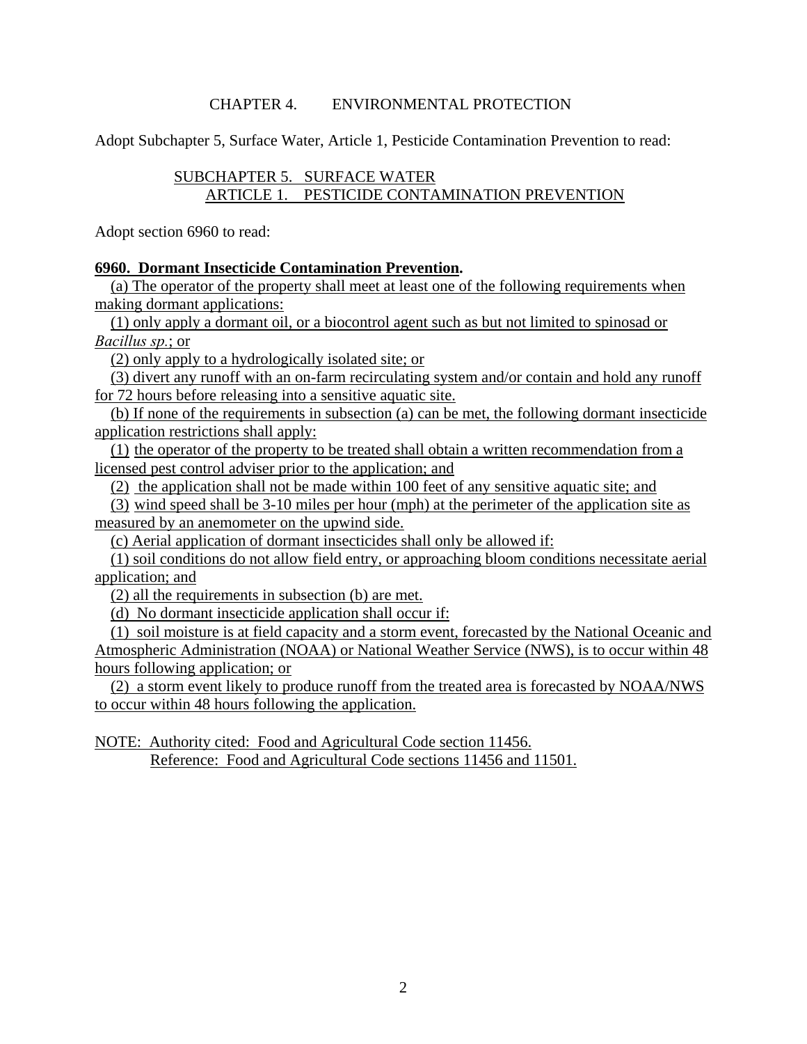CHAPTER 4. ENVIRONMENTAL PROTECTION

Adopt Subchapter 5, Surface Water, Article 1, Pesticide Contamination Prevention to read:

SUBCHAPTER 5. SURFACE WATER
ARTICLE 1. PESTICIDE CONTAMINATION PREVENTION

Adopt section 6960 to read:

**6960. Dormant Insecticide Contamination Prevention.**

(a) The operator of the property shall meet at least one of the following requirements when making dormant applications:

(1) only apply a dormant oil, or a biocontrol agent such as but not limited to spinosad or *Bacillus sp.*; or

(2) only apply to a hydrologically isolated site; or

(3) divert any runoff with an on-farm recirculating system and/or contain and hold any runoff for 72 hours before releasing into a sensitive aquatic site.

(b) If none of the requirements in subsection (a) can be met, the following dormant insecticide application restrictions shall apply:

(1) the operator of the property to be treated shall obtain a written recommendation from a licensed pest control adviser prior to the application; and

(2) the application shall not be made within 100 feet of any sensitive aquatic site; and

(3) wind speed shall be 3-10 miles per hour (mph) at the perimeter of the application site as measured by an anemometer on the upwind side.

(c) Aerial application of dormant insecticides shall only be allowed if:

(1) soil conditions do not allow field entry, or approaching bloom conditions necessitate aerial application; and

(2) all the requirements in subsection (b) are met.

(d) No dormant insecticide application shall occur if:

(1) soil moisture is at field capacity and a storm event, forecasted by the National Oceanic and Atmospheric Administration (NOAA) or National Weather Service (NWS), is to occur within 48 hours following application; or

(2) a storm event likely to produce runoff from the treated area is forecasted by NOAA/NWS to occur within 48 hours following the application.

NOTE: Authority cited: Food and Agricultural Code section 11456.
Reference: Food and Agricultural Code sections 11456 and 11501.